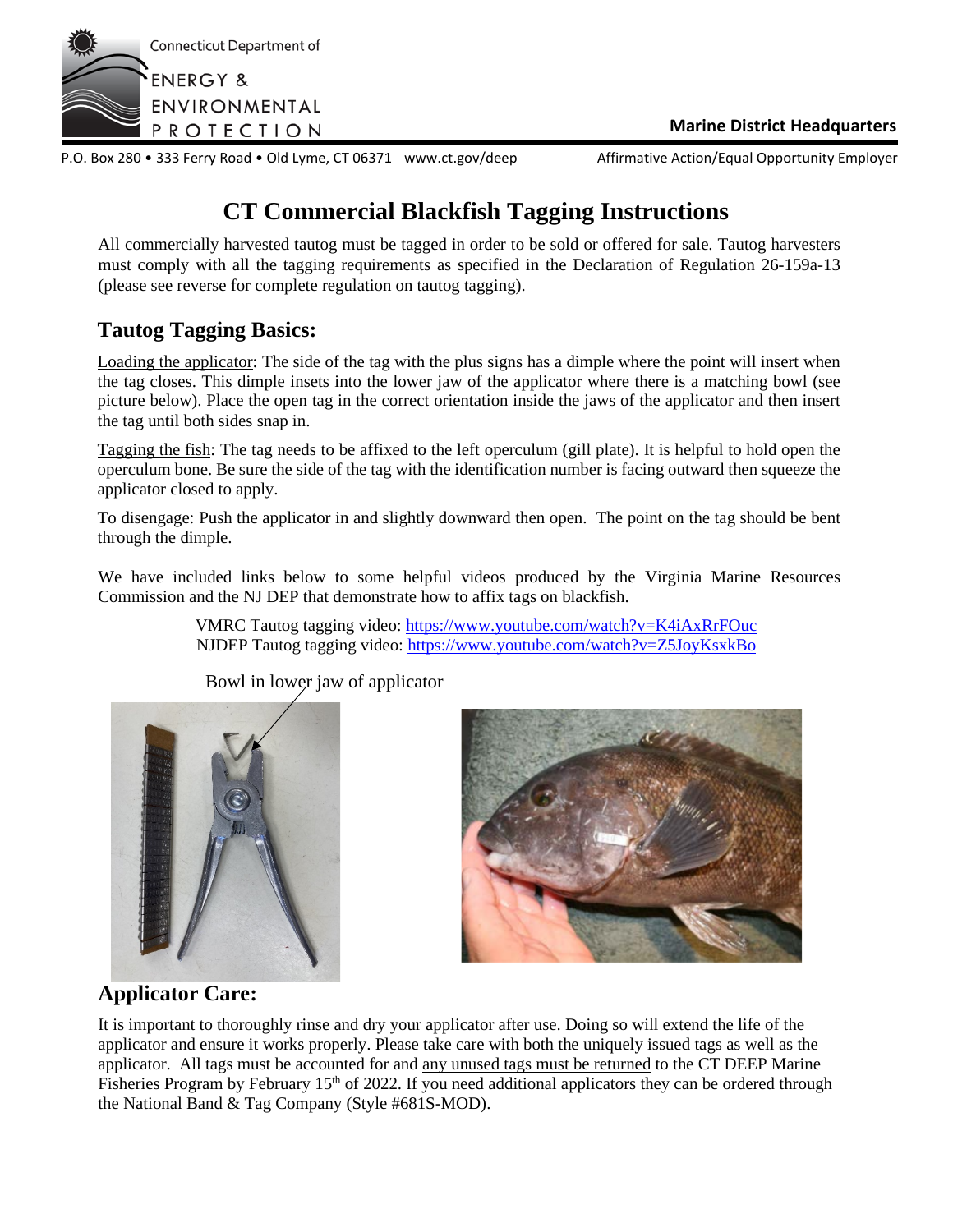Connecticut Department of ENERGY & ENVIRONMENTAL PROTECTION

**Marine District Headquarters**

P.O. Box 280 • 333 Ferry Road • Old Lyme, CT 06371 www.ct.gov/deep Affirmative Action/Equal Opportunity Employer

# CT Commercial Blackfish Tagging Instructions

All commercially harvested tautog must be tagged in order to be sold or offered for sale. Tautog harvesters must comply with all the tagging requirements as specified in the Declaration of Regulation 26-159a-13 (please see reverse for complete regulation on tautog tagging).

## Tautog Tagging Basics:

Loading the applicator: The side of the tag with the plus signs has a dimple where the point will insert when the tag closes. This dimple insets into the lower jaw of the applicator where there is a matching bowl (see picture below). Place the open tag in the correct orientation inside the jaws of the applicator and then insert the tag until both sides snap in.

Tagging the fish: The tag needs to be affixed to the left operculum (gill plate). It is helpful to hold open the operculum bone. Be sure the side of the tag with the identification number is facing outward then squeeze the applicator closed to apply.

To disengage: Push the applicator in and slightly downward then open. The point on the tag should be bent through the dimple.

We have included links below to some helpful videos produced by the Virginia Marine Resources Commission and the NJ DEP that demonstrate how to affix tags on blackfish.

VMRC Tautog tagging video: https://www.youtube.com/watch?v=K4iAxRrFOuc
NJDEP Tautog tagging video: https://www.youtube.com/watch?v=Z5JoyKsxkBo

Bowl in lower jaw of applicator

## Applicator Care:

It is important to thoroughly rinse and dry your applicator after use. Doing so will extend the life of the applicator and ensure it works properly. Please take care with both the uniquely issued tags as well as the applicator. All tags must be accounted for and any unused tags must be returned to the CT DEEP Marine Fisheries Program by February 15th of 2022. If you need additional applicators they can be ordered through the National Band & Tag Company (Style #681S-MOD).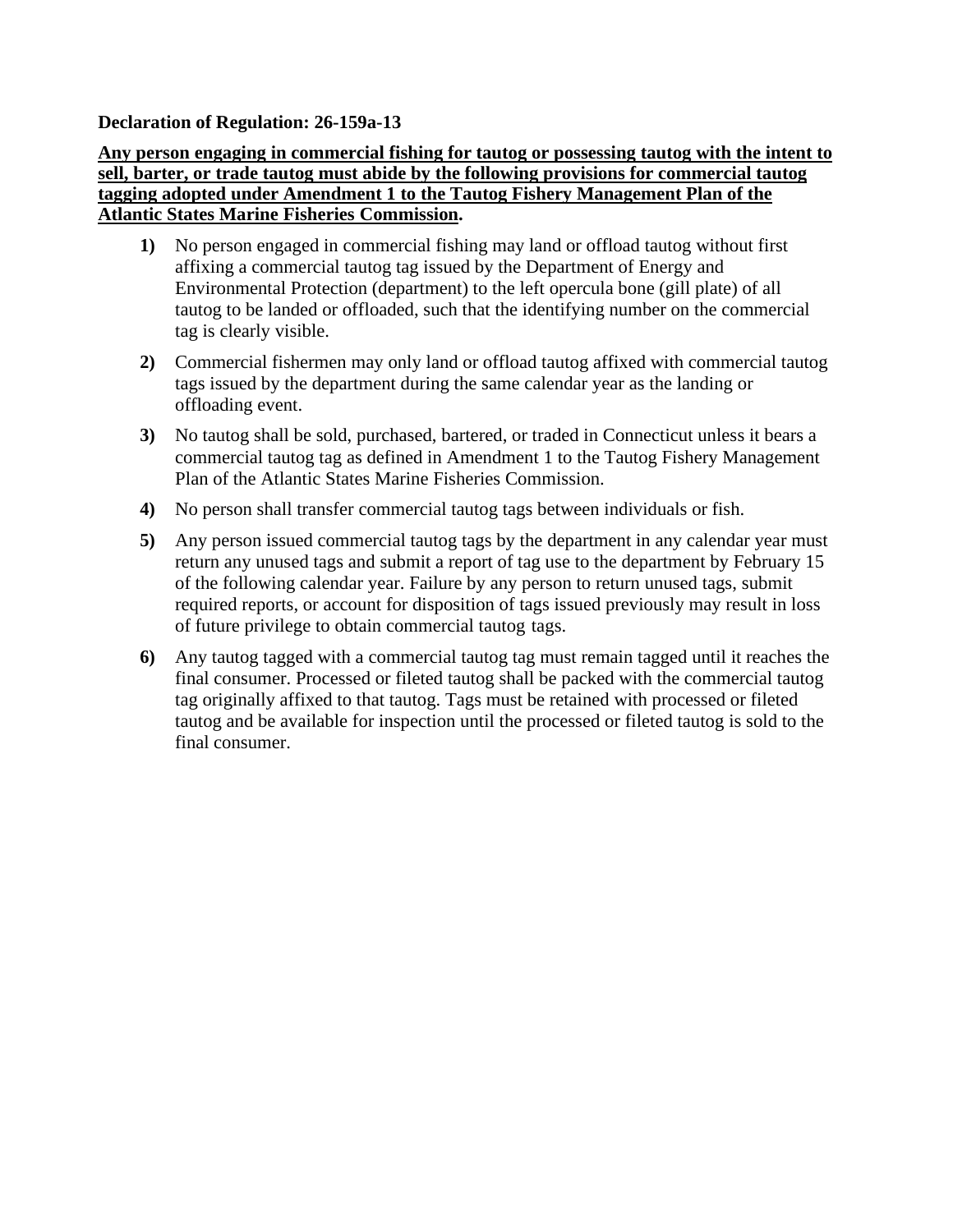**Declaration of Regulation: 26-159a-13**

**<u>Any person engaging in commercial fishing for tautog or possessing tautog with the intent to sell, barter, or trade tautog must abide by the following provisions for commercial tautog tagging adopted under Amendment 1 to the Tautog Fishery Management Plan of the Atlantic States Marine Fisheries Commission</u>.**

1) No person engaged in commercial fishing may land or offload tautog without first affixing a commercial tautog tag issued by the Department of Energy and Environmental Protection (department) to the left opercula bone (gill plate) of all tautog to be landed or offloaded, such that the identifying number on the commercial tag is clearly visible.

2) Commercial fishermen may only land or offload tautog affixed with commercial tautog tags issued by the department during the same calendar year as the landing or offloading event.

3) No tautog shall be sold, purchased, bartered, or traded in Connecticut unless it bears a commercial tautog tag as defined in Amendment 1 to the Tautog Fishery Management Plan of the Atlantic States Marine Fisheries Commission.

4) No person shall transfer commercial tautog tags between individuals or fish.

5) Any person issued commercial tautog tags by the department in any calendar year must return any unused tags and submit a report of tag use to the department by February 15 of the following calendar year. Failure by any person to return unused tags, submit required reports, or account for disposition of tags issued previously may result in loss of future privilege to obtain commercial tautog tags.

6) Any tautog tagged with a commercial tautog tag must remain tagged until it reaches the final consumer. Processed or fileted tautog shall be packed with the commercial tautog tag originally affixed to that tautog. Tags must be retained with processed or fileted tautog and be available for inspection until the processed or fileted tautog is sold to the final consumer.